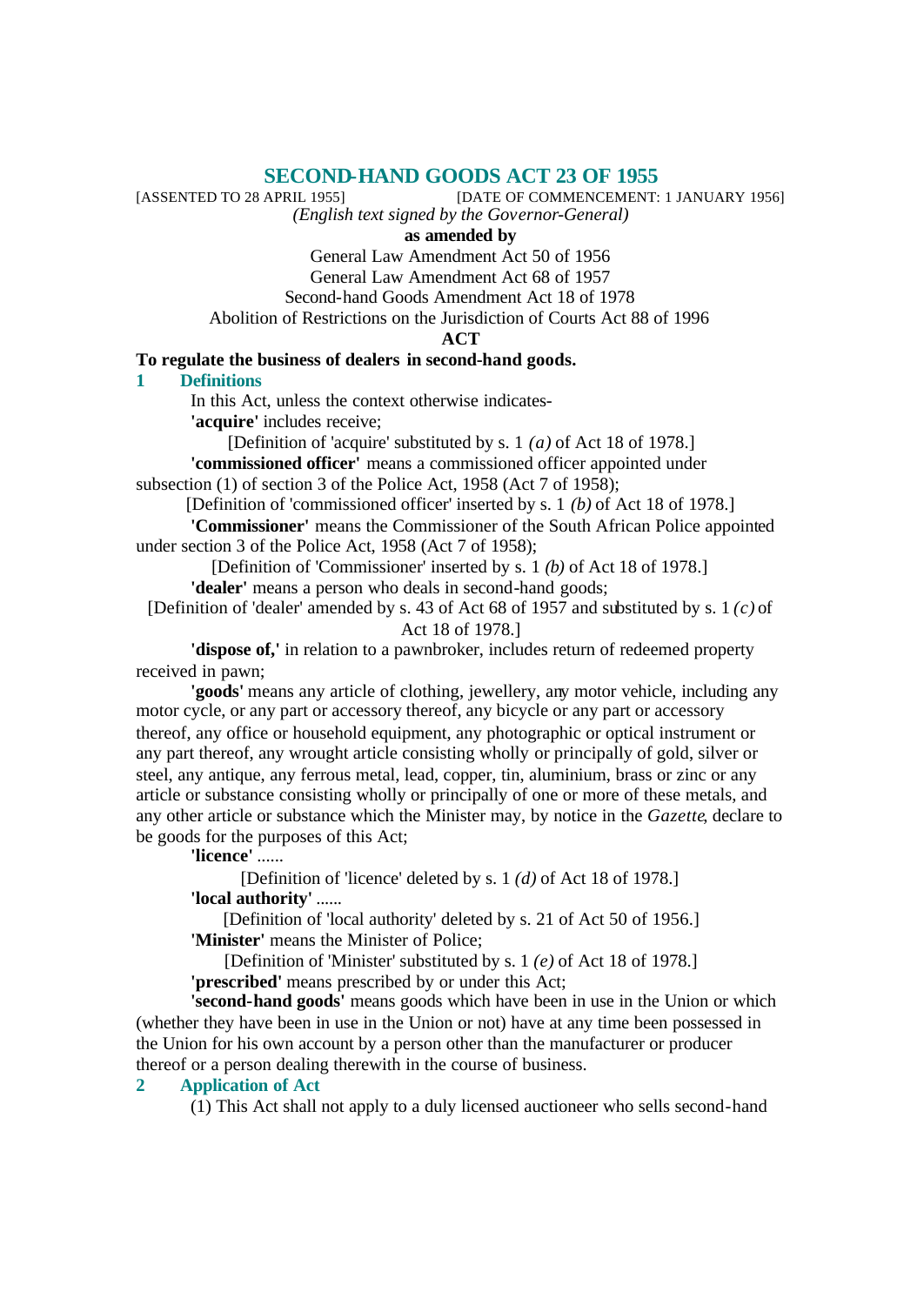# SECOND-HAND GOODS ACT 23 OF 1955

[ASSENTED TO 28 APRIL 1955] [DATE OF COMMENCEMENT: 1 JANUARY 1956]

*(English text signed by the Governor-General)*

**as amended by**

General Law Amendment Act 50 of 1956

General Law Amendment Act 68 of 1957

Second-hand Goods Amendment Act 18 of 1978

Abolition of Restrictions on the Jurisdiction of Courts Act 88 of 1996

**ACT**

**To regulate the business of dealers in second-hand goods.**

## 1 Definitions

In this Act, unless the context otherwise indicates-

**'acquire'** includes receive;

[Definition of 'acquire' substituted by s. 1 *(a)* of Act 18 of 1978.]

**'commissioned officer'** means a commissioned officer appointed under subsection (1) of section 3 of the Police Act, 1958 (Act 7 of 1958);

[Definition of 'commissioned officer' inserted by s. 1 *(b)* of Act 18 of 1978.]

**'Commissioner'** means the Commissioner of the South African Police appointed under section 3 of the Police Act, 1958 (Act 7 of 1958);

[Definition of 'Commissioner' inserted by s. 1 *(b)* of Act 18 of 1978.]

**'dealer'** means a person who deals in second-hand goods;

[Definition of 'dealer' amended by s. 43 of Act 68 of 1957 and substituted by s. 1 *(c)* of Act 18 of 1978.]

**'dispose of,'** in relation to a pawnbroker, includes return of redeemed property received in pawn;

**'goods'** means any article of clothing, jewellery, any motor vehicle, including any motor cycle, or any part or accessory thereof, any bicycle or any part or accessory thereof, any office or household equipment, any photographic or optical instrument or any part thereof, any wrought article consisting wholly or principally of gold, silver or steel, any antique, any ferrous metal, lead, copper, tin, aluminium, brass or zinc or any article or substance consisting wholly or principally of one or more of these metals, and any other article or substance which the Minister may, by notice in the *Gazette*, declare to be goods for the purposes of this Act;

**'licence'** ......

[Definition of 'licence' deleted by s. 1 *(d)* of Act 18 of 1978.]

**'local authority'** ......

[Definition of 'local authority' deleted by s. 21 of Act 50 of 1956.]

**'Minister'** means the Minister of Police;

[Definition of 'Minister' substituted by s. 1 *(e)* of Act 18 of 1978.]

**'prescribed'** means prescribed by or under this Act;

**'second-hand goods'** means goods which have been in use in the Union or which (whether they have been in use in the Union or not) have at any time been possessed in the Union for his own account by a person other than the manufacturer or producer thereof or a person dealing therewith in the course of business.

## 2 Application of Act

(1) This Act shall not apply to a duly licensed auctioneer who sells second-hand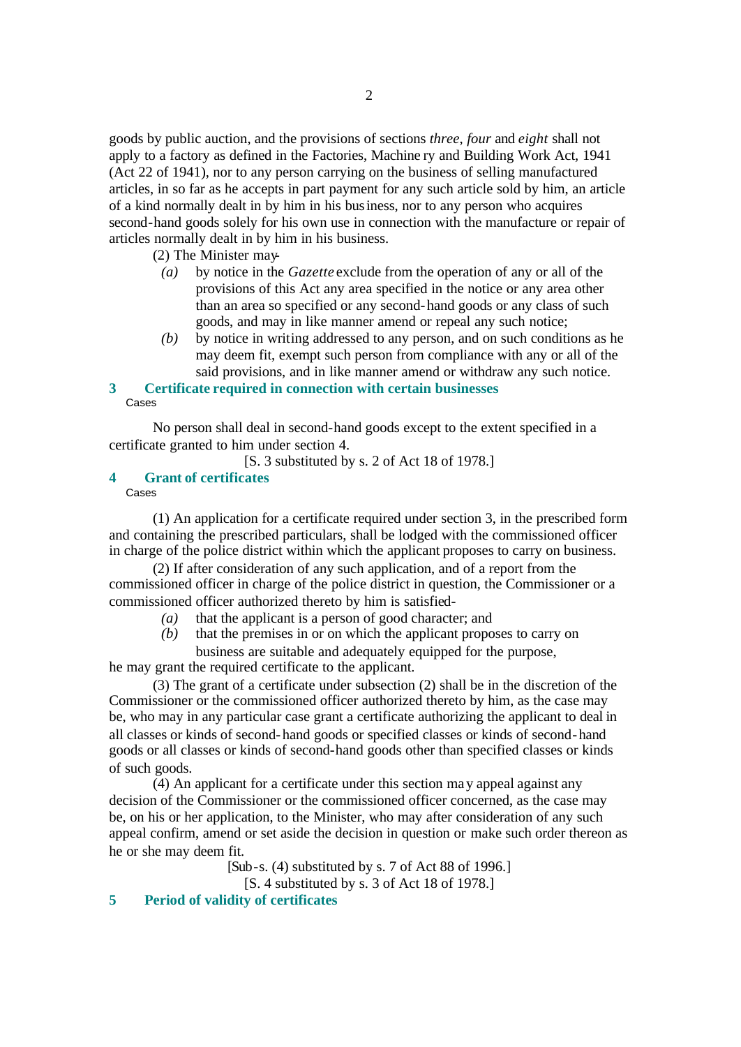goods by public auction, and the provisions of sections *three*, *four* and *eight* shall not apply to a factory as defined in the Factories, Machinery and Building Work Act, 1941 (Act 22 of 1941), nor to any person carrying on the business of selling manufactured articles, in so far as he accepts in part payment for any such article sold by him, an article of a kind normally dealt in by him in his business, nor to any person who acquires second-hand goods solely for his own use in connection with the manufacture or repair of articles normally dealt in by him in his business.

(2) The Minister may-

*(a)* by notice in the *Gazette* exclude from the operation of any or all of the provisions of this Act any area specified in the notice or any area other than an area so specified or any second-hand goods or any class of such goods, and may in like manner amend or repeal any such notice;

*(b)* by notice in writing addressed to any person, and on such conditions as he may deem fit, exempt such person from compliance with any or all of the said provisions, and in like manner amend or withdraw any such notice.

### 3 Certificate required in connection with certain businesses

Cases

No person shall deal in second-hand goods except to the extent specified in a certificate granted to him under section 4.

[S. 3 substituted by s. 2 of Act 18 of 1978.]

### 4 Grant of certificates

Cases

(1) An application for a certificate required under section 3, in the prescribed form and containing the prescribed particulars, shall be lodged with the commissioned officer in charge of the police district within which the applicant proposes to carry on business.

(2) If after consideration of any such application, and of a report from the commissioned officer in charge of the police district in question, the Commissioner or a commissioned officer authorized thereto by him is satisfied-

*(a)* that the applicant is a person of good character; and

*(b)* that the premises in or on which the applicant proposes to carry on business are suitable and adequately equipped for the purpose,

he may grant the required certificate to the applicant.

(3) The grant of a certificate under subsection (2) shall be in the discretion of the Commissioner or the commissioned officer authorized thereto by him, as the case may be, who may in any particular case grant a certificate authorizing the applicant to deal in all classes or kinds of second-hand goods or specified classes or kinds of second-hand goods or all classes or kinds of second-hand goods other than specified classes or kinds of such goods.

(4) An applicant for a certificate under this section may appeal against any decision of the Commissioner or the commissioned officer concerned, as the case may be, on his or her application, to the Minister, who may after consideration of any such appeal confirm, amend or set aside the decision in question or make such order thereon as he or she may deem fit.

[Sub-s. (4) substituted by s. 7 of Act 88 of 1996.]

[S. 4 substituted by s. 3 of Act 18 of 1978.]

### 5 Period of validity of certificates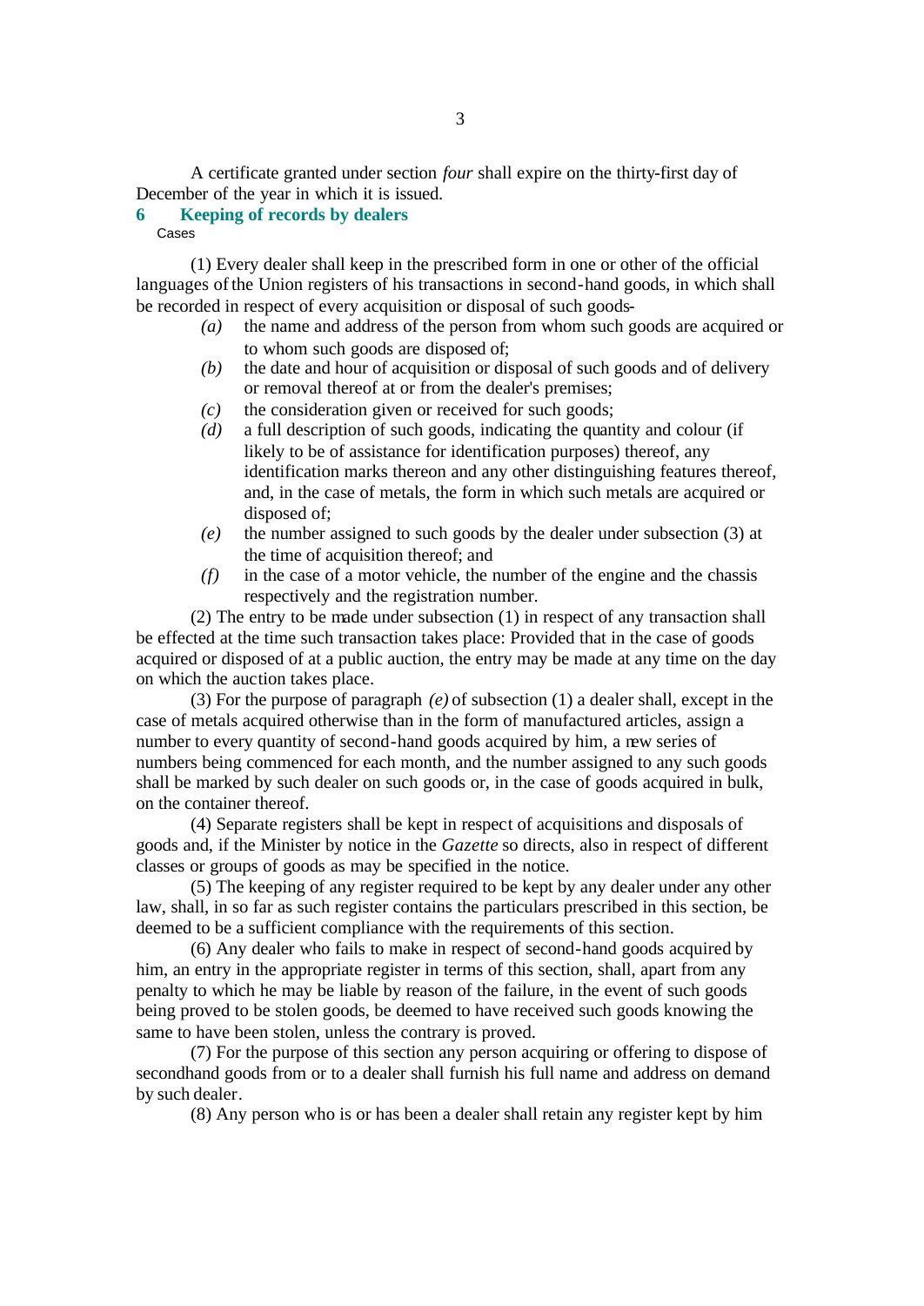A certificate granted under section *four* shall expire on the thirty-first day of December of the year in which it is issued.

## 6 Keeping of records by dealers

Cases

(1) Every dealer shall keep in the prescribed form in one or other of the official languages of the Union registers of his transactions in second-hand goods, in which shall be recorded in respect of every acquisition or disposal of such goods-

*(a)* the name and address of the person from whom such goods are acquired or to whom such goods are disposed of;

*(b)* the date and hour of acquisition or disposal of such goods and of delivery or removal thereof at or from the dealer's premises;

*(c)* the consideration given or received for such goods;

*(d)* a full description of such goods, indicating the quantity and colour (if likely to be of assistance for identification purposes) thereof, any identification marks thereon and any other distinguishing features thereof, and, in the case of metals, the form in which such metals are acquired or disposed of;

*(e)* the number assigned to such goods by the dealer under subsection (3) at the time of acquisition thereof; and

*(f)* in the case of a motor vehicle, the number of the engine and the chassis respectively and the registration number.

(2) The entry to be made under subsection (1) in respect of any transaction shall be effected at the time such transaction takes place: Provided that in the case of goods acquired or disposed of at a public auction, the entry may be made at any time on the day on which the auction takes place.

(3) For the purpose of paragraph *(e)* of subsection (1) a dealer shall, except in the case of metals acquired otherwise than in the form of manufactured articles, assign a number to every quantity of second-hand goods acquired by him, a new series of numbers being commenced for each month, and the number assigned to any such goods shall be marked by such dealer on such goods or, in the case of goods acquired in bulk, on the container thereof.

(4) Separate registers shall be kept in respect of acquisitions and disposals of goods and, if the Minister by notice in the *Gazette* so directs, also in respect of different classes or groups of goods as may be specified in the notice.

(5) The keeping of any register required to be kept by any dealer under any other law, shall, in so far as such register contains the particulars prescribed in this section, be deemed to be a sufficient compliance with the requirements of this section.

(6) Any dealer who fails to make in respect of second-hand goods acquired by him, an entry in the appropriate register in terms of this section, shall, apart from any penalty to which he may be liable by reason of the failure, in the event of such goods being proved to be stolen goods, be deemed to have received such goods knowing the same to have been stolen, unless the contrary is proved.

(7) For the purpose of this section any person acquiring or offering to dispose of secondhand goods from or to a dealer shall furnish his full name and address on demand by such dealer.

(8) Any person who is or has been a dealer shall retain any register kept by him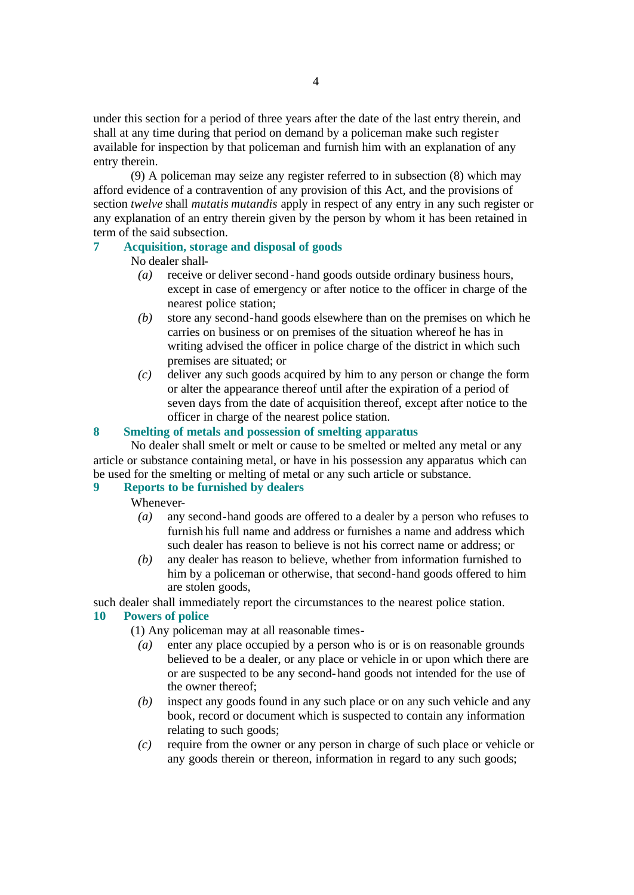under this section for a period of three years after the date of the last entry therein, and shall at any time during that period on demand by a policeman make such register available for inspection by that policeman and furnish him with an explanation of any entry therein.

(9) A policeman may seize any register referred to in subsection (8) which may afford evidence of a contravention of any provision of this Act, and the provisions of section *twelve* shall *mutatis mutandis* apply in respect of any entry in any such register or any explanation of an entry therein given by the person by whom it has been retained in term of the said subsection.

### 7 Acquisition, storage and disposal of goods

No dealer shall-

- *(a)* receive or deliver second-hand goods outside ordinary business hours, except in case of emergency or after notice to the officer in charge of the nearest police station;
- *(b)* store any second-hand goods elsewhere than on the premises on which he carries on business or on premises of the situation whereof he has in writing advised the officer in police charge of the district in which such premises are situated; or
- *(c)* deliver any such goods acquired by him to any person or change the form or alter the appearance thereof until after the expiration of a period of seven days from the date of acquisition thereof, except after notice to the officer in charge of the nearest police station.

### 8 Smelting of metals and possession of smelting apparatus

No dealer shall smelt or melt or cause to be smelted or melted any metal or any article or substance containing metal, or have in his possession any apparatus which can be used for the smelting or melting of metal or any such article or substance.

### 9 Reports to be furnished by dealers

Whenever-

- *(a)* any second-hand goods are offered to a dealer by a person who refuses to furnish his full name and address or furnishes a name and address which such dealer has reason to believe is not his correct name or address; or
- *(b)* any dealer has reason to believe, whether from information furnished to him by a policeman or otherwise, that second-hand goods offered to him are stolen goods,

such dealer shall immediately report the circumstances to the nearest police station.

### 10 Powers of police

(1) Any policeman may at all reasonable times-

- *(a)* enter any place occupied by a person who is or is on reasonable grounds believed to be a dealer, or any place or vehicle in or upon which there are or are suspected to be any second-hand goods not intended for the use of the owner thereof;
- *(b)* inspect any goods found in any such place or on any such vehicle and any book, record or document which is suspected to contain any information relating to such goods;
- *(c)* require from the owner or any person in charge of such place or vehicle or any goods therein or thereon, information in regard to any such goods;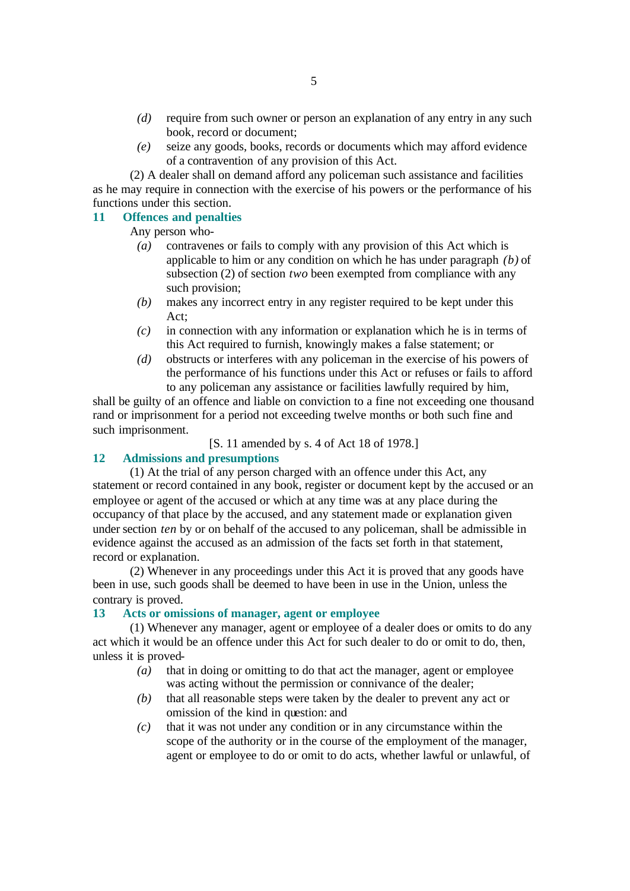*(d)* require from such owner or person an explanation of any entry in any such book, record or document;

*(e)* seize any goods, books, records or documents which may afford evidence of a contravention of any provision of this Act.

(2) A dealer shall on demand afford any policeman such assistance and facilities as he may require in connection with the exercise of his powers or the performance of his functions under this section.

## 11 Offences and penalties

Any person who-

*(a)* contravenes or fails to comply with any provision of this Act which is applicable to him or any condition on which he has under paragraph *(b)* of subsection (2) of section *two* been exempted from compliance with any such provision;

*(b)* makes any incorrect entry in any register required to be kept under this Act;

*(c)* in connection with any information or explanation which he is in terms of this Act required to furnish, knowingly makes a false statement; or

*(d)* obstructs or interferes with any policeman in the exercise of his powers of the performance of his functions under this Act or refuses or fails to afford to any policeman any assistance or facilities lawfully required by him,

shall be guilty of an offence and liable on conviction to a fine not exceeding one thousand rand or imprisonment for a period not exceeding twelve months or both such fine and such imprisonment.

[S. 11 amended by s. 4 of Act 18 of 1978.]

## 12 Admissions and presumptions

(1) At the trial of any person charged with an offence under this Act, any statement or record contained in any book, register or document kept by the accused or an employee or agent of the accused or which at any time was at any place during the occupancy of that place by the accused, and any statement made or explanation given under section *ten* by or on behalf of the accused to any policeman, shall be admissible in evidence against the accused as an admission of the facts set forth in that statement, record or explanation.

(2) Whenever in any proceedings under this Act it is proved that any goods have been in use, such goods shall be deemed to have been in use in the Union, unless the contrary is proved.

## 13 Acts or omissions of manager, agent or employee

(1) Whenever any manager, agent or employee of a dealer does or omits to do any act which it would be an offence under this Act for such dealer to do or omit to do, then, unless it is proved-

*(a)* that in doing or omitting to do that act the manager, agent or employee was acting without the permission or connivance of the dealer;

*(b)* that all reasonable steps were taken by the dealer to prevent any act or omission of the kind in question: and

*(c)* that it was not under any condition or in any circumstance within the scope of the authority or in the course of the employment of the manager, agent or employee to do or omit to do acts, whether lawful or unlawful, of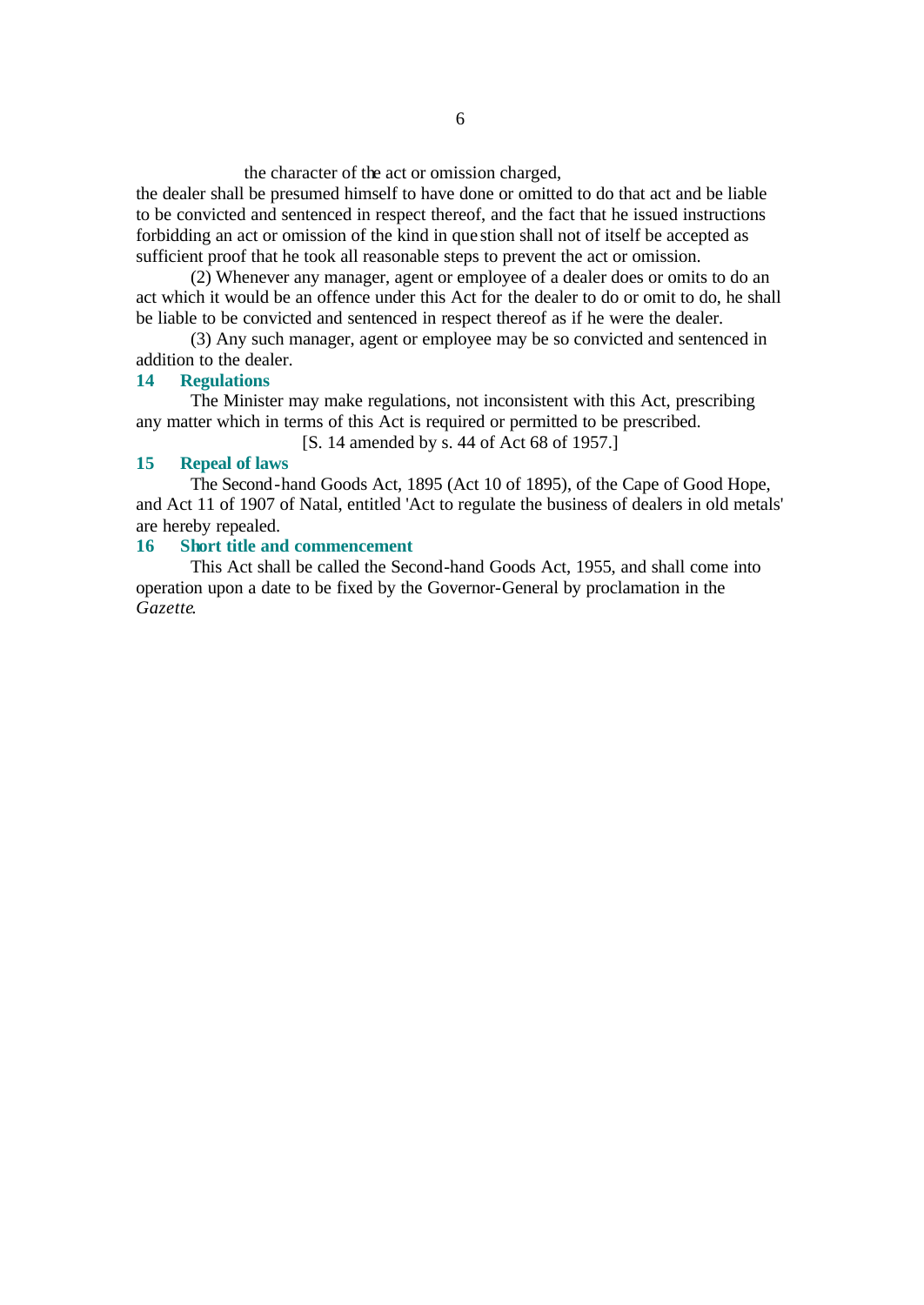the character of the act or omission charged,

the dealer shall be presumed himself to have done or omitted to do that act and be liable to be convicted and sentenced in respect thereof, and the fact that he issued instructions forbidding an act or omission of the kind in question shall not of itself be accepted as sufficient proof that he took all reasonable steps to prevent the act or omission.

(2) Whenever any manager, agent or employee of a dealer does or omits to do an act which it would be an offence under this Act for the dealer to do or omit to do, he shall be liable to be convicted and sentenced in respect thereof as if he were the dealer.

(3) Any such manager, agent or employee may be so convicted and sentenced in addition to the dealer.

### 14 Regulations

The Minister may make regulations, not inconsistent with this Act, prescribing any matter which in terms of this Act is required or permitted to be prescribed.

[S. 14 amended by s. 44 of Act 68 of 1957.]

### 15 Repeal of laws

The Second-hand Goods Act, 1895 (Act 10 of 1895), of the Cape of Good Hope, and Act 11 of 1907 of Natal, entitled 'Act to regulate the business of dealers in old metals' are hereby repealed.

### 16 Short title and commencement

This Act shall be called the Second-hand Goods Act, 1955, and shall come into operation upon a date to be fixed by the Governor-General by proclamation in the *Gazette*.